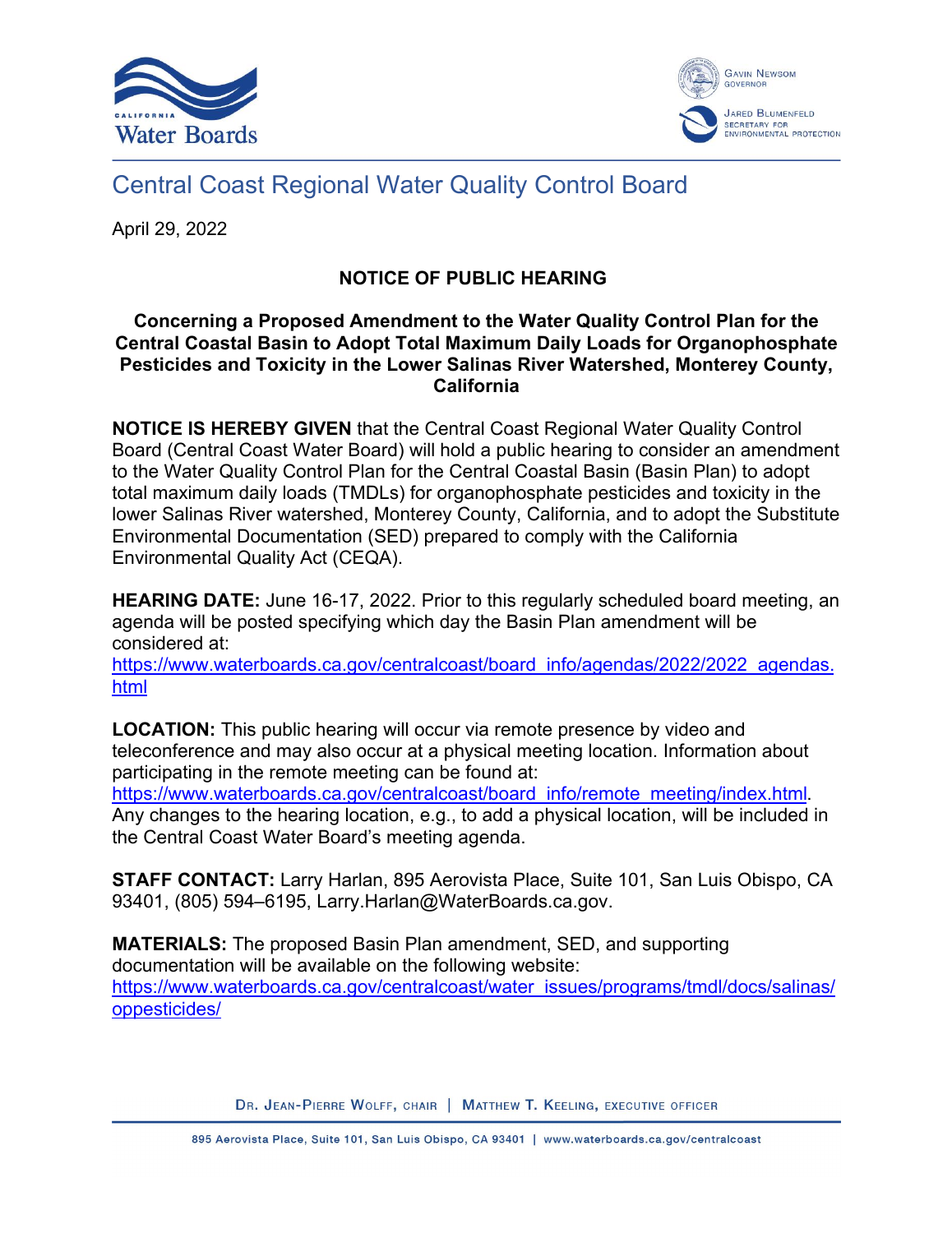# Central Coast Regional Water Quality Control Board

April 29, 2022

## NOTICE OF PUBLIC HEARING

### Concerning a Proposed Amendment to the Water Quality Control Plan for the Central Coastal Basin to Adopt Total Maximum Daily Loads for Organophosphate Pesticides and Toxicity in the Lower Salinas River Watershed, Monterey County, California

**NOTICE IS HEREBY GIVEN** that the Central Coast Regional Water Quality Control Board (Central Coast Water Board) will hold a public hearing to consider an amendment to the Water Quality Control Plan for the Central Coastal Basin (Basin Plan) to adopt total maximum daily loads (TMDLs) for organophosphate pesticides and toxicity in the lower Salinas River watershed, Monterey County, California, and to adopt the Substitute Environmental Documentation (SED) prepared to comply with the California Environmental Quality Act (CEQA).

**HEARING DATE:** June 16-17, 2022. Prior to this regularly scheduled board meeting, an agenda will be posted specifying which day the Basin Plan amendment will be considered at:
https://www.waterboards.ca.gov/centralcoast/board_info/agendas/2022/2022_agendas.html

**LOCATION:** This public hearing will occur via remote presence by video and teleconference and may also occur at a physical meeting location. Information about participating in the remote meeting can be found at:
https://www.waterboards.ca.gov/centralcoast/board_info/remote_meeting/index.html. Any changes to the hearing location, e.g., to add a physical location, will be included in the Central Coast Water Board's meeting agenda.

**STAFF CONTACT:** Larry Harlan, 895 Aerovista Place, Suite 101, San Luis Obispo, CA 93401, (805) 594–6195, Larry.Harlan@WaterBoards.ca.gov.

**MATERIALS:** The proposed Basin Plan amendment, SED, and supporting documentation will be available on the following website:
https://www.waterboards.ca.gov/centralcoast/water_issues/programs/tmdl/docs/salinas/oppesticides/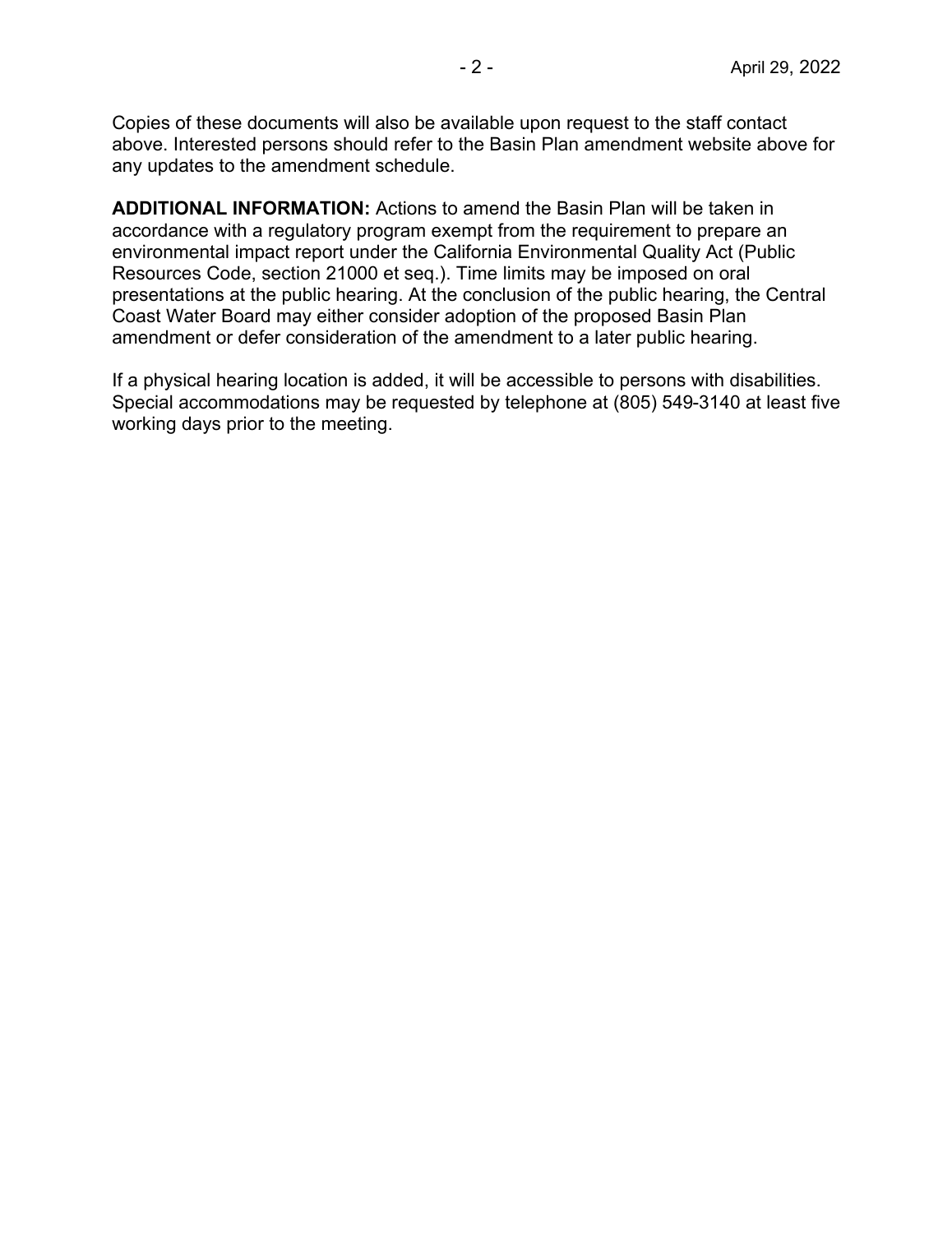Copies of these documents will also be available upon request to the staff contact above. Interested persons should refer to the Basin Plan amendment website above for any updates to the amendment schedule.

**ADDITIONAL INFORMATION:** Actions to amend the Basin Plan will be taken in accordance with a regulatory program exempt from the requirement to prepare an environmental impact report under the California Environmental Quality Act (Public Resources Code, section 21000 et seq.). Time limits may be imposed on oral presentations at the public hearing. At the conclusion of the public hearing, the Central Coast Water Board may either consider adoption of the proposed Basin Plan amendment or defer consideration of the amendment to a later public hearing.

If a physical hearing location is added, it will be accessible to persons with disabilities. Special accommodations may be requested by telephone at (805) 549-3140 at least five working days prior to the meeting.